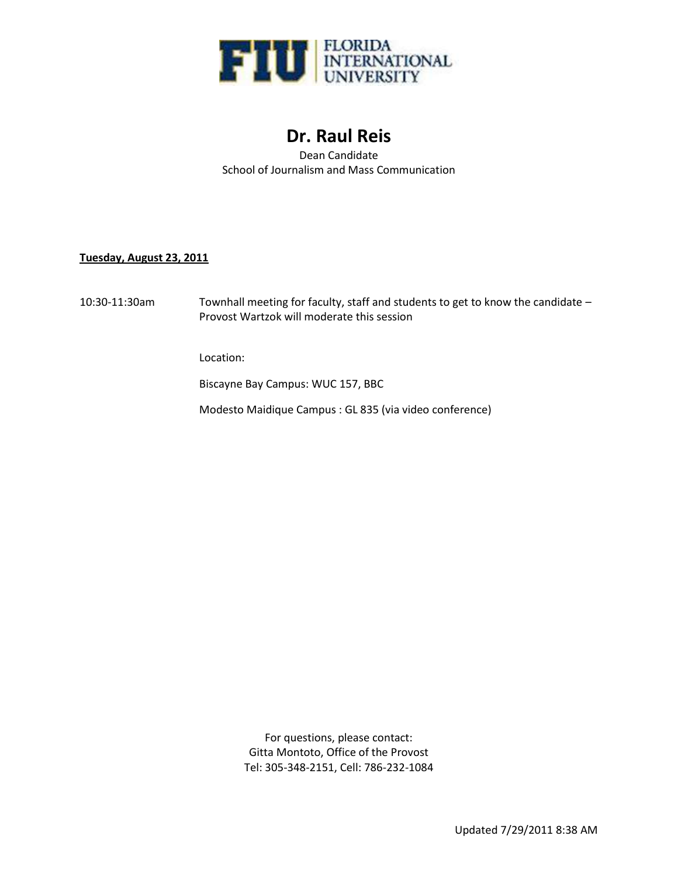FLORIDA INTERNATIONAL UNIVERSITY

# Dr. Raul Reis

Dean Candidate
School of Journalism and Mass Communication

**Tuesday, August 23, 2011**

10:30-11:30am Townhall meeting for faculty, staff and students to get to know the candidate – Provost Wartzok will moderate this session

Location:

Biscayne Bay Campus: WUC 157, BBC

Modesto Maidique Campus : GL 835 (via video conference)

For questions, please contact:
Gitta Montoto, Office of the Provost
Tel: 305-348-2151, Cell: 786-232-1084

Updated 7/29/2011 8:38 AM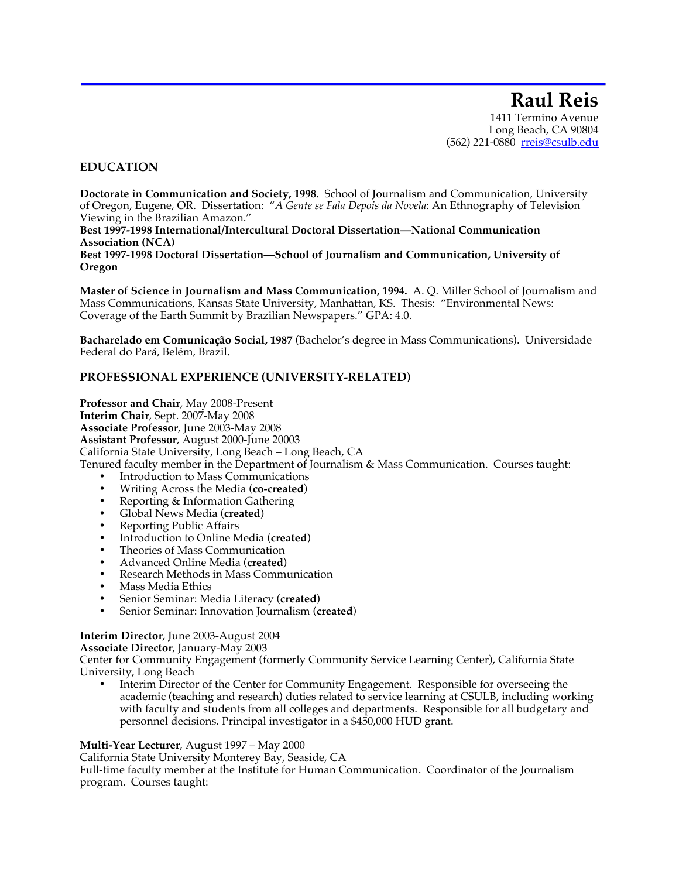# Raul Reis

1411 Termino Avenue
Long Beach, CA 90804
(562) 221-0880 rreis@csulb.edu

## EDUCATION

**Doctorate in Communication and Society, 1998.** School of Journalism and Communication, University of Oregon, Eugene, OR. Dissertation: "*A Gente se Fala Depois da Novela*: An Ethnography of Television Viewing in the Brazilian Amazon."
**Best 1997-1998 International/Intercultural Doctoral Dissertation—National Communication Association (NCA)**
**Best 1997-1998 Doctoral Dissertation—School of Journalism and Communication, University of Oregon**

**Master of Science in Journalism and Mass Communication, 1994.** A. Q. Miller School of Journalism and Mass Communications, Kansas State University, Manhattan, KS. Thesis: "Environmental News: Coverage of the Earth Summit by Brazilian Newspapers." GPA: 4.0.

**Bacharelado em Comunicação Social, 1987** (Bachelor's degree in Mass Communications). Universidade Federal do Pará, Belém, Brazil**.**

## PROFESSIONAL EXPERIENCE (UNIVERSITY-RELATED)

**Professor and Chair**, May 2008-Present
**Interim Chair**, Sept. 2007-May 2008
**Associate Professor**, June 2003-May 2008
**Assistant Professor**, August 2000-June 20003
California State University, Long Beach – Long Beach, CA
Tenured faculty member in the Department of Journalism & Mass Communication. Courses taught:

- Introduction to Mass Communications
- Writing Across the Media (**co-created**)
- Reporting & Information Gathering
- Global News Media (**created**)
- Reporting Public Affairs
- Introduction to Online Media (**created**)
- Theories of Mass Communication
- Advanced Online Media (**created**)
- Research Methods in Mass Communication
- Mass Media Ethics
- Senior Seminar: Media Literacy (**created**)
- Senior Seminar: Innovation Journalism (**created**)

**Interim Director**, June 2003-August 2004
**Associate Director**, January-May 2003
Center for Community Engagement (formerly Community Service Learning Center), California State University, Long Beach

- Interim Director of the Center for Community Engagement. Responsible for overseeing the academic (teaching and research) duties related to service learning at CSULB, including working with faculty and students from all colleges and departments. Responsible for all budgetary and personnel decisions. Principal investigator in a $450,000 HUD grant.

**Multi-Year Lecturer**, August 1997 – May 2000
California State University Monterey Bay, Seaside, CA
Full-time faculty member at the Institute for Human Communication. Coordinator of the Journalism program. Courses taught: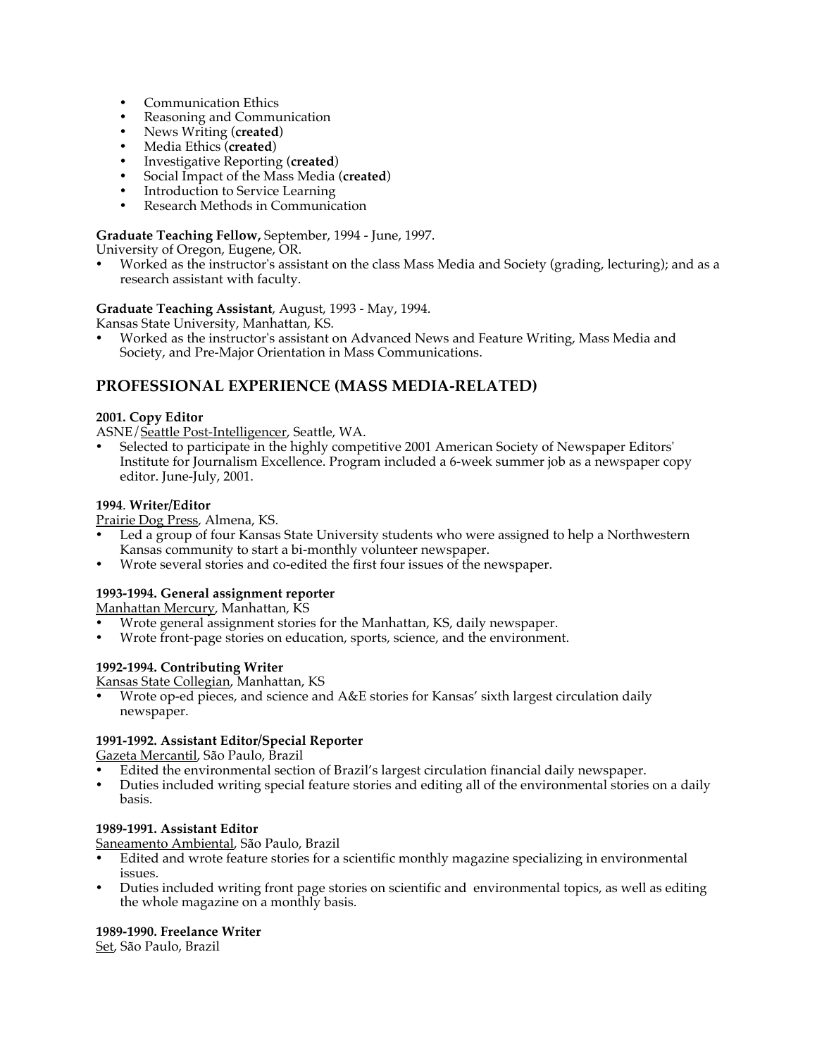- Communication Ethics
- Reasoning and Communication
- News Writing (**created**)
- Media Ethics (**created**)
- Investigative Reporting (**created**)
- Social Impact of the Mass Media (**created**)
- Introduction to Service Learning
- Research Methods in Communication

**Graduate Teaching Fellow,** September, 1994 - June, 1997.
University of Oregon, Eugene, OR.

- Worked as the instructor's assistant on the class Mass Media and Society (grading, lecturing); and as a research assistant with faculty.

**Graduate Teaching Assistant**, August, 1993 - May, 1994.
Kansas State University, Manhattan, KS.

- Worked as the instructor's assistant on Advanced News and Feature Writing, Mass Media and Society, and Pre-Major Orientation in Mass Communications.

## PROFESSIONAL EXPERIENCE (MASS MEDIA-RELATED)

**2001. Copy Editor**
ASNE/<u>Seattle Post-Intelligencer</u>, Seattle, WA.

- Selected to participate in the highly competitive 2001 American Society of Newspaper Editors' Institute for Journalism Excellence. Program included a 6-week summer job as a newspaper copy editor. June-July, 2001.

**1994**. **Writer/Editor**
<u>Prairie Dog Press</u>, Almena, KS.

- Led a group of four Kansas State University students who were assigned to help a Northwestern Kansas community to start a bi-monthly volunteer newspaper.
- Wrote several stories and co-edited the first four issues of the newspaper.

**1993-1994. General assignment reporter**
<u>Manhattan Mercury</u>, Manhattan, KS

- Wrote general assignment stories for the Manhattan, KS, daily newspaper.
- Wrote front-page stories on education, sports, science, and the environment.

**1992-1994. Contributing Writer**
<u>Kansas State Collegian</u>, Manhattan, KS

- Wrote op-ed pieces, and science and A&E stories for Kansas' sixth largest circulation daily newspaper.

**1991-1992. Assistant Editor/Special Reporter**
<u>Gazeta Mercantil</u>, São Paulo, Brazil

- Edited the environmental section of Brazil's largest circulation financial daily newspaper.
- Duties included writing special feature stories and editing all of the environmental stories on a daily basis.

**1989-1991. Assistant Editor**
<u>Saneamento Ambiental</u>, São Paulo, Brazil

- Edited and wrote feature stories for a scientific monthly magazine specializing in environmental issues.
- Duties included writing front page stories on scientific and environmental topics, as well as editing the whole magazine on a monthly basis.

**1989-1990. Freelance Writer**
<u>Set</u>, São Paulo, Brazil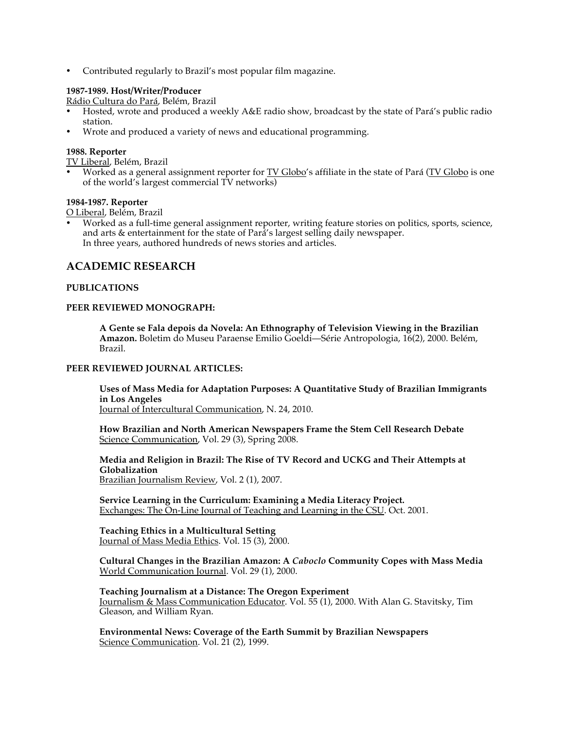- Contributed regularly to Brazil's most popular film magazine.

**1987-1989. Host/Writer/Producer**
Rádio Cultura do Pará, Belém, Brazil

- Hosted, wrote and produced a weekly A&E radio show, broadcast by the state of Pará's public radio station.
- Wrote and produced a variety of news and educational programming.

**1988. Reporter**
TV Liberal, Belém, Brazil

- Worked as a general assignment reporter for TV Globo's affiliate in the state of Pará (TV Globo is one of the world's largest commercial TV networks)

**1984-1987. Reporter**
O Liberal, Belém, Brazil

- Worked as a full-time general assignment reporter, writing feature stories on politics, sports, science, and arts & entertainment for the state of Pará's largest selling daily newspaper.
  In three years, authored hundreds of news stories and articles.

## ACADEMIC RESEARCH

**PUBLICATIONS**

**PEER REVIEWED MONOGRAPH:**

**A Gente se Fala depois da Novela: An Ethnography of Television Viewing in the Brazilian Amazon.** Boletim do Museu Paraense Emilio Goeldi—Série Antropologia, 16(2), 2000. Belém, Brazil.

**PEER REVIEWED JOURNAL ARTICLES:**

**Uses of Mass Media for Adaptation Purposes: A Quantitative Study of Brazilian Immigrants in Los Angeles**
Journal of Intercultural Communication, N. 24, 2010.

**How Brazilian and North American Newspapers Frame the Stem Cell Research Debate**
Science Communication, Vol. 29 (3), Spring 2008.

**Media and Religion in Brazil: The Rise of TV Record and UCKG and Their Attempts at Globalization**
Brazilian Journalism Review, Vol. 2 (1), 2007.

**Service Learning in the Curriculum: Examining a Media Literacy Project.**
Exchanges: The On-Line Journal of Teaching and Learning in the CSU. Oct. 2001.

**Teaching Ethics in a Multicultural Setting**
Journal of Mass Media Ethics. Vol. 15 (3), 2000.

**Cultural Changes in the Brazilian Amazon: A *Caboclo* Community Copes with Mass Media**
World Communication Journal. Vol. 29 (1), 2000.

**Teaching Journalism at a Distance: The Oregon Experiment**
Journalism & Mass Communication Educator. Vol. 55 (1), 2000. With Alan G. Stavitsky, Tim Gleason, and William Ryan.

**Environmental News: Coverage of the Earth Summit by Brazilian Newspapers**
Science Communication. Vol. 21 (2), 1999.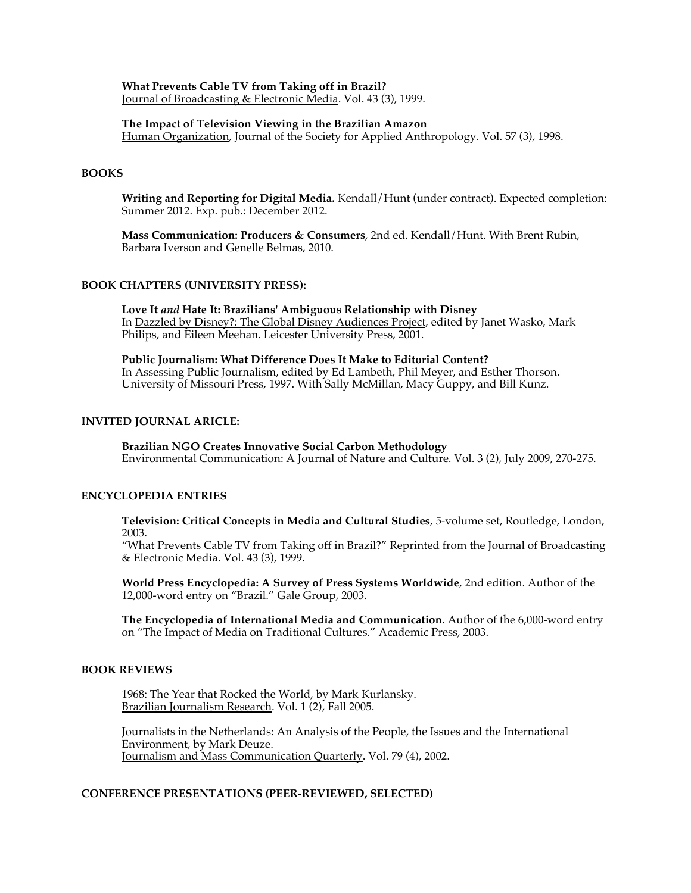**What Prevents Cable TV from Taking off in Brazil?**
Journal of Broadcasting & Electronic Media. Vol. 43 (3), 1999.

**The Impact of Television Viewing in the Brazilian Amazon**
Human Organization, Journal of the Society for Applied Anthropology. Vol. 57 (3), 1998.

## BOOKS

**Writing and Reporting for Digital Media.** Kendall/Hunt (under contract). Expected completion: Summer 2012. Exp. pub.: December 2012.

**Mass Communication: Producers & Consumers**, 2nd ed. Kendall/Hunt. With Brent Rubin, Barbara Iverson and Genelle Belmas, 2010.

## BOOK CHAPTERS (UNIVERSITY PRESS):

**Love It *and* Hate It: Brazilians' Ambiguous Relationship with Disney**
In Dazzled by Disney?: The Global Disney Audiences Project, edited by Janet Wasko, Mark Philips, and Eileen Meehan. Leicester University Press, 2001.

**Public Journalism: What Difference Does It Make to Editorial Content?**
In Assessing Public Journalism, edited by Ed Lambeth, Phil Meyer, and Esther Thorson. University of Missouri Press, 1997. With Sally McMillan, Macy Guppy, and Bill Kunz.

## INVITED JOURNAL ARICLE:

**Brazilian NGO Creates Innovative Social Carbon Methodology**
Environmental Communication: A Journal of Nature and Culture. Vol. 3 (2), July 2009, 270-275.

## ENCYCLOPEDIA ENTRIES

**Television: Critical Concepts in Media and Cultural Studies**, 5-volume set, Routledge, London, 2003.
"What Prevents Cable TV from Taking off in Brazil?" Reprinted from the Journal of Broadcasting & Electronic Media. Vol. 43 (3), 1999.

**World Press Encyclopedia: A Survey of Press Systems Worldwide**, 2nd edition. Author of the 12,000-word entry on "Brazil." Gale Group, 2003.

**The Encyclopedia of International Media and Communication**. Author of the 6,000-word entry on "The Impact of Media on Traditional Cultures." Academic Press, 2003.

## BOOK REVIEWS

1968: The Year that Rocked the World, by Mark Kurlansky.
Brazilian Journalism Research. Vol. 1 (2), Fall 2005.

Journalists in the Netherlands: An Analysis of the People, the Issues and the International Environment, by Mark Deuze.
Journalism and Mass Communication Quarterly. Vol. 79 (4), 2002.

## CONFERENCE PRESENTATIONS (PEER-REVIEWED, SELECTED)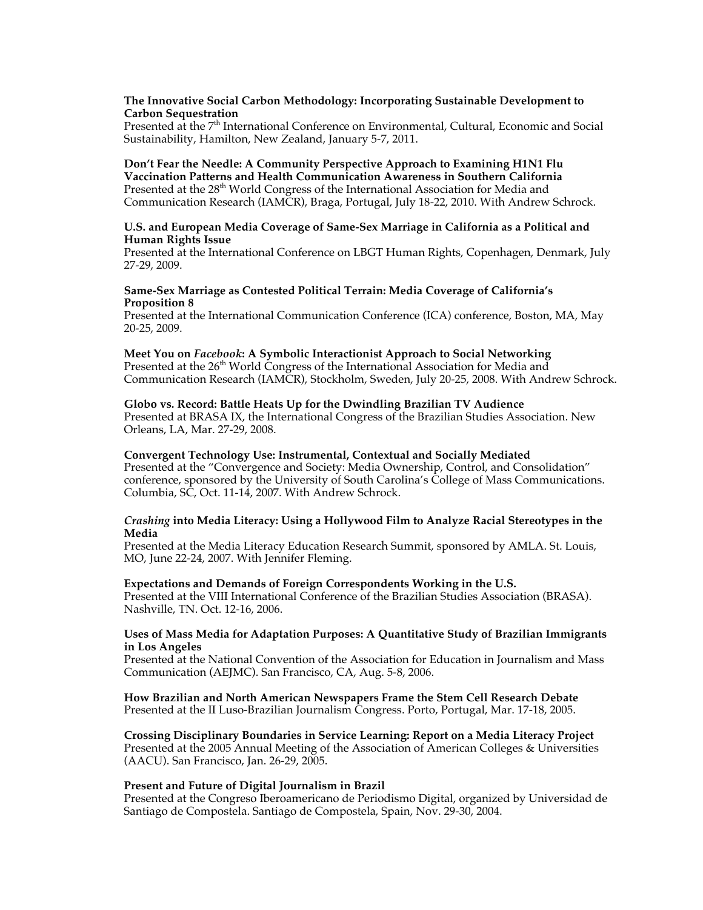**The Innovative Social Carbon Methodology: Incorporating Sustainable Development to Carbon Sequestration**
Presented at the 7th International Conference on Environmental, Cultural, Economic and Social Sustainability, Hamilton, New Zealand, January 5-7, 2011.

**Don't Fear the Needle: A Community Perspective Approach to Examining H1N1 Flu Vaccination Patterns and Health Communication Awareness in Southern California**
Presented at the 28th World Congress of the International Association for Media and Communication Research (IAMCR), Braga, Portugal, July 18-22, 2010. With Andrew Schrock.

**U.S. and European Media Coverage of Same-Sex Marriage in California as a Political and Human Rights Issue**
Presented at the International Conference on LBGT Human Rights, Copenhagen, Denmark, July 27-29, 2009.

**Same-Sex Marriage as Contested Political Terrain: Media Coverage of California's Proposition 8**
Presented at the International Communication Conference (ICA) conference, Boston, MA, May 20-25, 2009.

**Meet You on *Facebook*: A Symbolic Interactionist Approach to Social Networking**
Presented at the 26th World Congress of the International Association for Media and Communication Research (IAMCR), Stockholm, Sweden, July 20-25, 2008. With Andrew Schrock.

**Globo vs. Record: Battle Heats Up for the Dwindling Brazilian TV Audience**
Presented at BRASA IX, the International Congress of the Brazilian Studies Association. New Orleans, LA, Mar. 27-29, 2008.

**Convergent Technology Use: Instrumental, Contextual and Socially Mediated**
Presented at the "Convergence and Society: Media Ownership, Control, and Consolidation" conference, sponsored by the University of South Carolina's College of Mass Communications. Columbia, SC, Oct. 11-14, 2007. With Andrew Schrock.

***Crashing* into Media Literacy: Using a Hollywood Film to Analyze Racial Stereotypes in the Media**
Presented at the Media Literacy Education Research Summit, sponsored by AMLA. St. Louis, MO, June 22-24, 2007. With Jennifer Fleming.

**Expectations and Demands of Foreign Correspondents Working in the U.S.**
Presented at the VIII International Conference of the Brazilian Studies Association (BRASA). Nashville, TN. Oct. 12-16, 2006.

**Uses of Mass Media for Adaptation Purposes: A Quantitative Study of Brazilian Immigrants in Los Angeles**
Presented at the National Convention of the Association for Education in Journalism and Mass Communication (AEJMC). San Francisco, CA, Aug. 5-8, 2006.

**How Brazilian and North American Newspapers Frame the Stem Cell Research Debate**
Presented at the II Luso-Brazilian Journalism Congress. Porto, Portugal, Mar. 17-18, 2005.

**Crossing Disciplinary Boundaries in Service Learning: Report on a Media Literacy Project**
Presented at the 2005 Annual Meeting of the Association of American Colleges & Universities (AACU). San Francisco, Jan. 26-29, 2005.

**Present and Future of Digital Journalism in Brazil**
Presented at the Congreso Iberoamericano de Periodismo Digital, organized by Universidad de Santiago de Compostela. Santiago de Compostela, Spain, Nov. 29-30, 2004.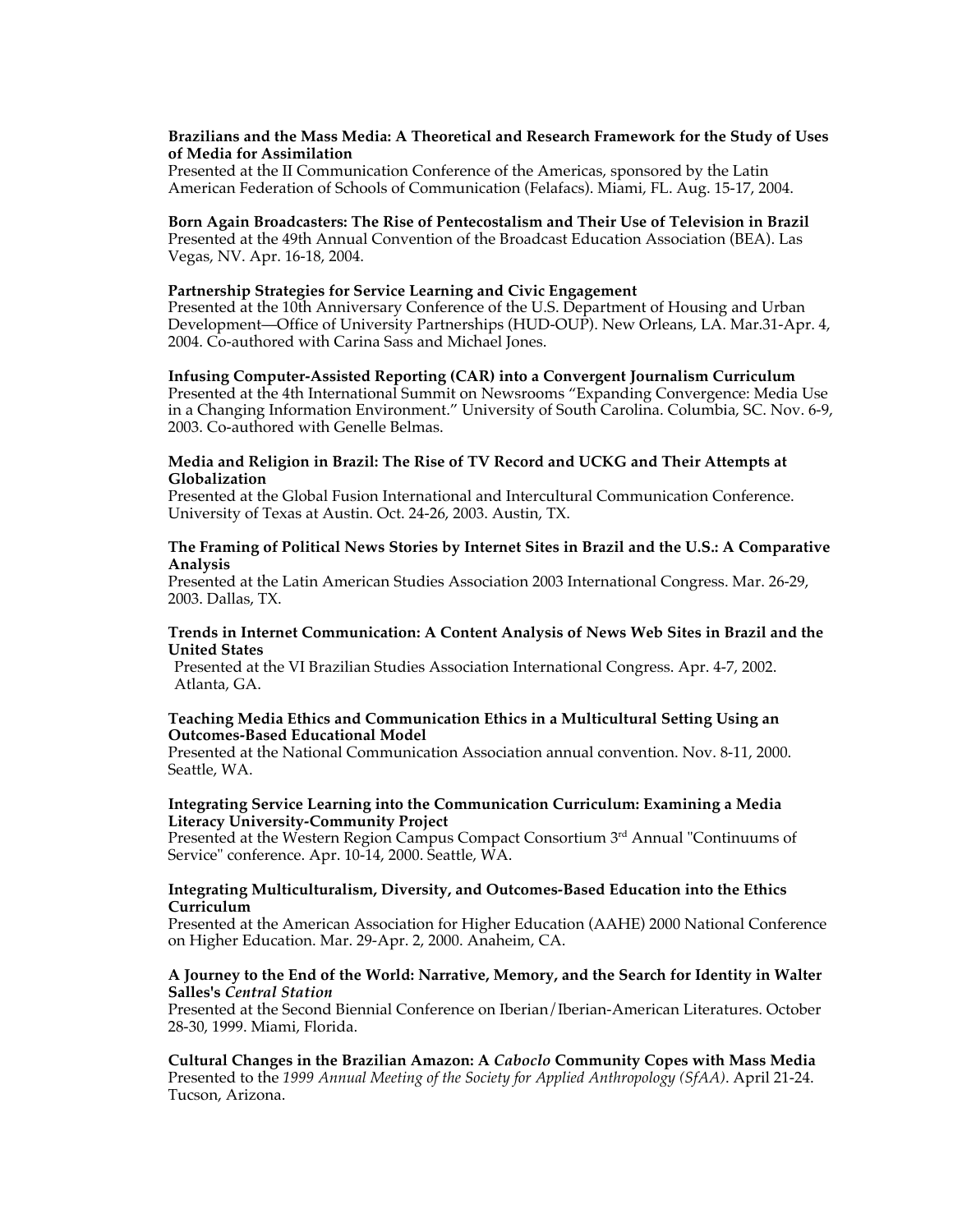**Brazilians and the Mass Media: A Theoretical and Research Framework for the Study of Uses of Media for Assimilation**
Presented at the II Communication Conference of the Americas, sponsored by the Latin American Federation of Schools of Communication (Felafacs). Miami, FL. Aug. 15-17, 2004.

**Born Again Broadcasters: The Rise of Pentecostalism and Their Use of Television in Brazil**
Presented at the 49th Annual Convention of the Broadcast Education Association (BEA). Las Vegas, NV. Apr. 16-18, 2004.

**Partnership Strategies for Service Learning and Civic Engagement**
Presented at the 10th Anniversary Conference of the U.S. Department of Housing and Urban Development—Office of University Partnerships (HUD-OUP). New Orleans, LA. Mar.31-Apr. 4, 2004. Co-authored with Carina Sass and Michael Jones.

**Infusing Computer-Assisted Reporting (CAR) into a Convergent Journalism Curriculum**
Presented at the 4th International Summit on Newsrooms "Expanding Convergence: Media Use in a Changing Information Environment." University of South Carolina. Columbia, SC. Nov. 6-9, 2003. Co-authored with Genelle Belmas.

**Media and Religion in Brazil: The Rise of TV Record and UCKG and Their Attempts at Globalization**
Presented at the Global Fusion International and Intercultural Communication Conference. University of Texas at Austin. Oct. 24-26, 2003. Austin, TX.

**The Framing of Political News Stories by Internet Sites in Brazil and the U.S.: A Comparative Analysis**
Presented at the Latin American Studies Association 2003 International Congress. Mar. 26-29, 2003. Dallas, TX.

**Trends in Internet Communication: A Content Analysis of News Web Sites in Brazil and the United States**
Presented at the VI Brazilian Studies Association International Congress. Apr. 4-7, 2002. Atlanta, GA.

**Teaching Media Ethics and Communication Ethics in a Multicultural Setting Using an Outcomes-Based Educational Model**
Presented at the National Communication Association annual convention. Nov. 8-11, 2000. Seattle, WA.

**Integrating Service Learning into the Communication Curriculum: Examining a Media Literacy University-Community Project**
Presented at the Western Region Campus Compact Consortium 3rd Annual "Continuums of Service" conference. Apr. 10-14, 2000. Seattle, WA.

**Integrating Multiculturalism, Diversity, and Outcomes-Based Education into the Ethics Curriculum**
Presented at the American Association for Higher Education (AAHE) 2000 National Conference on Higher Education. Mar. 29-Apr. 2, 2000. Anaheim, CA.

**A Journey to the End of the World: Narrative, Memory, and the Search for Identity in Walter Salles's *Central Station***
Presented at the Second Biennial Conference on Iberian/Iberian-American Literatures. October 28-30, 1999. Miami, Florida.

**Cultural Changes in the Brazilian Amazon: A *Caboclo* Community Copes with Mass Media**
Presented to the *1999 Annual Meeting of the Society for Applied Anthropology (SfAA)*. April 21-24. Tucson, Arizona.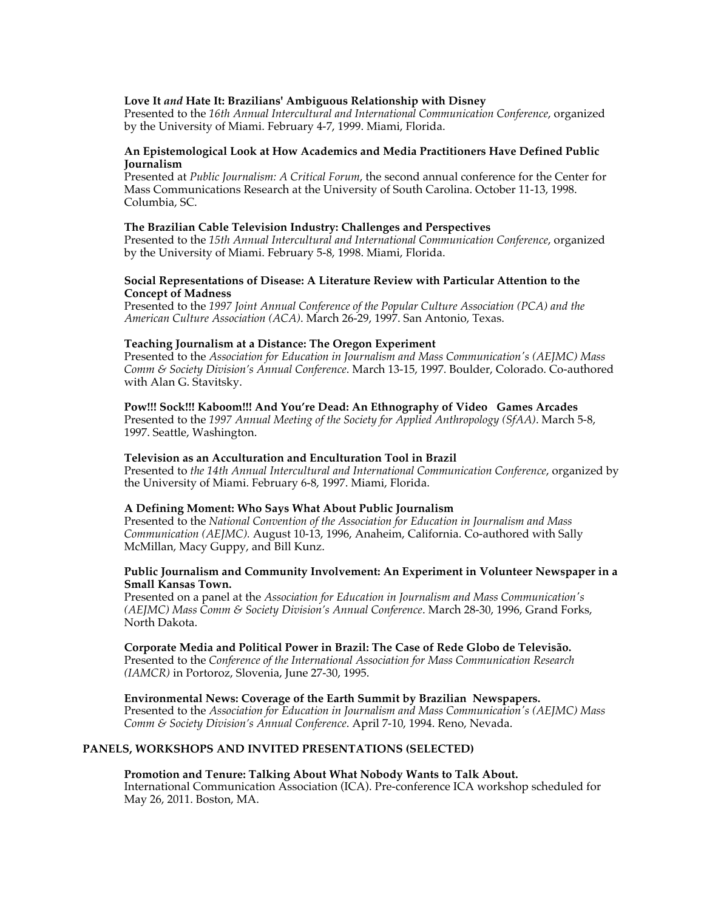**Love It *and* Hate It: Brazilians' Ambiguous Relationship with Disney**
Presented to the *16th Annual Intercultural and International Communication Conference*, organized by the University of Miami. February 4-7, 1999. Miami, Florida.

**An Epistemological Look at How Academics and Media Practitioners Have Defined Public Journalism**
Presented at *Public Journalism: A Critical Forum*, the second annual conference for the Center for Mass Communications Research at the University of South Carolina. October 11-13, 1998. Columbia, SC.

**The Brazilian Cable Television Industry: Challenges and Perspectives**
Presented to the *15th Annual Intercultural and International Communication Conference*, organized by the University of Miami. February 5-8, 1998. Miami, Florida.

**Social Representations of Disease: A Literature Review with Particular Attention to the Concept of Madness**
Presented to the *1997 Joint Annual Conference of the Popular Culture Association (PCA) and the American Culture Association (ACA)*. March 26-29, 1997. San Antonio, Texas.

**Teaching Journalism at a Distance: The Oregon Experiment**
Presented to the *Association for Education in Journalism and Mass Communication's (AEJMC) Mass Comm & Society Division's Annual Conference*. March 13-15, 1997. Boulder, Colorado. Co-authored with Alan G. Stavitsky.

**Pow!!! Sock!!! Kaboom!!! And You're Dead: An Ethnography of Video Games Arcades**
Presented to the *1997 Annual Meeting of the Society for Applied Anthropology (SfAA)*. March 5-8, 1997. Seattle, Washington.

**Television as an Acculturation and Enculturation Tool in Brazil**
Presented to *the 14th Annual Intercultural and International Communication Conference*, organized by the University of Miami. February 6-8, 1997. Miami, Florida.

**A Defining Moment: Who Says What About Public Journalism**
Presented to the *National Convention of the Association for Education in Journalism and Mass Communication (AEJMC).* August 10-13, 1996, Anaheim, California. Co-authored with Sally McMillan, Macy Guppy, and Bill Kunz.

**Public Journalism and Community Involvement: An Experiment in Volunteer Newspaper in a Small Kansas Town.**
Presented on a panel at the *Association for Education in Journalism and Mass Communication's (AEJMC) Mass Comm & Society Division's Annual Conference*. March 28-30, 1996, Grand Forks, North Dakota.

**Corporate Media and Political Power in Brazil: The Case of Rede Globo de Televisão.**
Presented to the *Conference of the International Association for Mass Communication Research (IAMCR)* in Portoroz, Slovenia, June 27-30, 1995.

**Environmental News: Coverage of the Earth Summit by Brazilian Newspapers.**
Presented to the *Association for Education in Journalism and Mass Communication's (AEJMC) Mass Comm & Society Division's Annual Conference*. April 7-10, 1994. Reno, Nevada.

## PANELS, WORKSHOPS AND INVITED PRESENTATIONS (SELECTED)

**Promotion and Tenure: Talking About What Nobody Wants to Talk About.**
International Communication Association (ICA). Pre-conference ICA workshop scheduled for May 26, 2011. Boston, MA.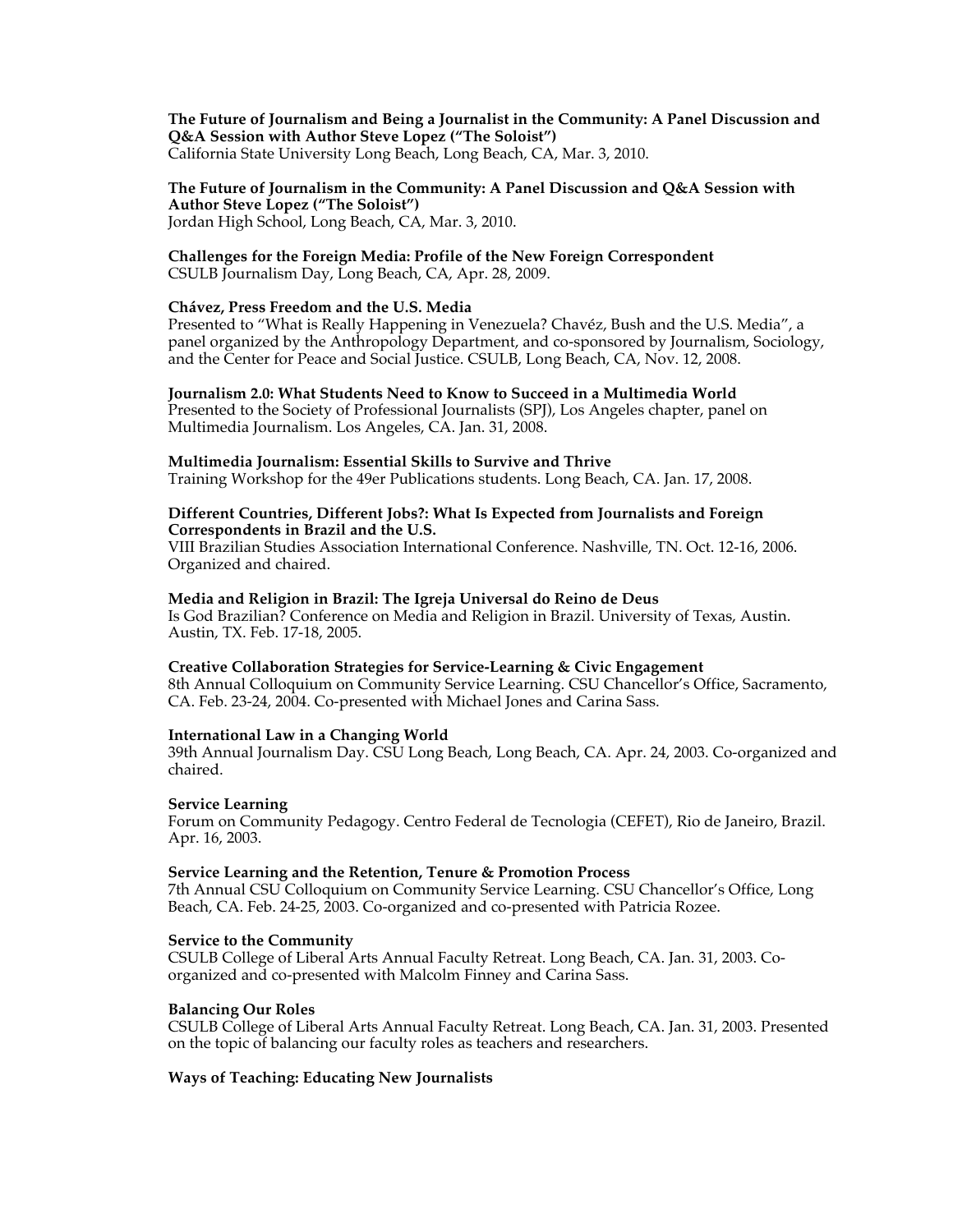**The Future of Journalism and Being a Journalist in the Community: A Panel Discussion and Q&A Session with Author Steve Lopez ("The Soloist")**
California State University Long Beach, Long Beach, CA, Mar. 3, 2010.

**The Future of Journalism in the Community: A Panel Discussion and Q&A Session with Author Steve Lopez ("The Soloist")**
Jordan High School, Long Beach, CA, Mar. 3, 2010.

**Challenges for the Foreign Media: Profile of the New Foreign Correspondent**
CSULB Journalism Day, Long Beach, CA, Apr. 28, 2009.

**Chávez, Press Freedom and the U.S. Media**
Presented to "What is Really Happening in Venezuela? Chavéz, Bush and the U.S. Media", a panel organized by the Anthropology Department, and co-sponsored by Journalism, Sociology, and the Center for Peace and Social Justice. CSULB, Long Beach, CA, Nov. 12, 2008.

**Journalism 2.0: What Students Need to Know to Succeed in a Multimedia World**
Presented to the Society of Professional Journalists (SPJ), Los Angeles chapter, panel on Multimedia Journalism. Los Angeles, CA. Jan. 31, 2008.

**Multimedia Journalism: Essential Skills to Survive and Thrive**
Training Workshop for the 49er Publications students. Long Beach, CA. Jan. 17, 2008.

**Different Countries, Different Jobs?: What Is Expected from Journalists and Foreign Correspondents in Brazil and the U.S.**
VIII Brazilian Studies Association International Conference. Nashville, TN. Oct. 12-16, 2006. Organized and chaired.

**Media and Religion in Brazil: The Igreja Universal do Reino de Deus**
Is God Brazilian? Conference on Media and Religion in Brazil. University of Texas, Austin. Austin, TX. Feb. 17-18, 2005.

**Creative Collaboration Strategies for Service-Learning & Civic Engagement**
8th Annual Colloquium on Community Service Learning. CSU Chancellor's Office, Sacramento, CA. Feb. 23-24, 2004. Co-presented with Michael Jones and Carina Sass.

**International Law in a Changing World**
39th Annual Journalism Day. CSU Long Beach, Long Beach, CA. Apr. 24, 2003. Co-organized and chaired.

**Service Learning**
Forum on Community Pedagogy. Centro Federal de Tecnologia (CEFET), Rio de Janeiro, Brazil. Apr. 16, 2003.

**Service Learning and the Retention, Tenure & Promotion Process**
7th Annual CSU Colloquium on Community Service Learning. CSU Chancellor's Office, Long Beach, CA. Feb. 24-25, 2003. Co-organized and co-presented with Patricia Rozee.

**Service to the Community**
CSULB College of Liberal Arts Annual Faculty Retreat. Long Beach, CA. Jan. 31, 2003. Co-organized and co-presented with Malcolm Finney and Carina Sass.

**Balancing Our Roles**
CSULB College of Liberal Arts Annual Faculty Retreat. Long Beach, CA. Jan. 31, 2003. Presented on the topic of balancing our faculty roles as teachers and researchers.

**Ways of Teaching: Educating New Journalists**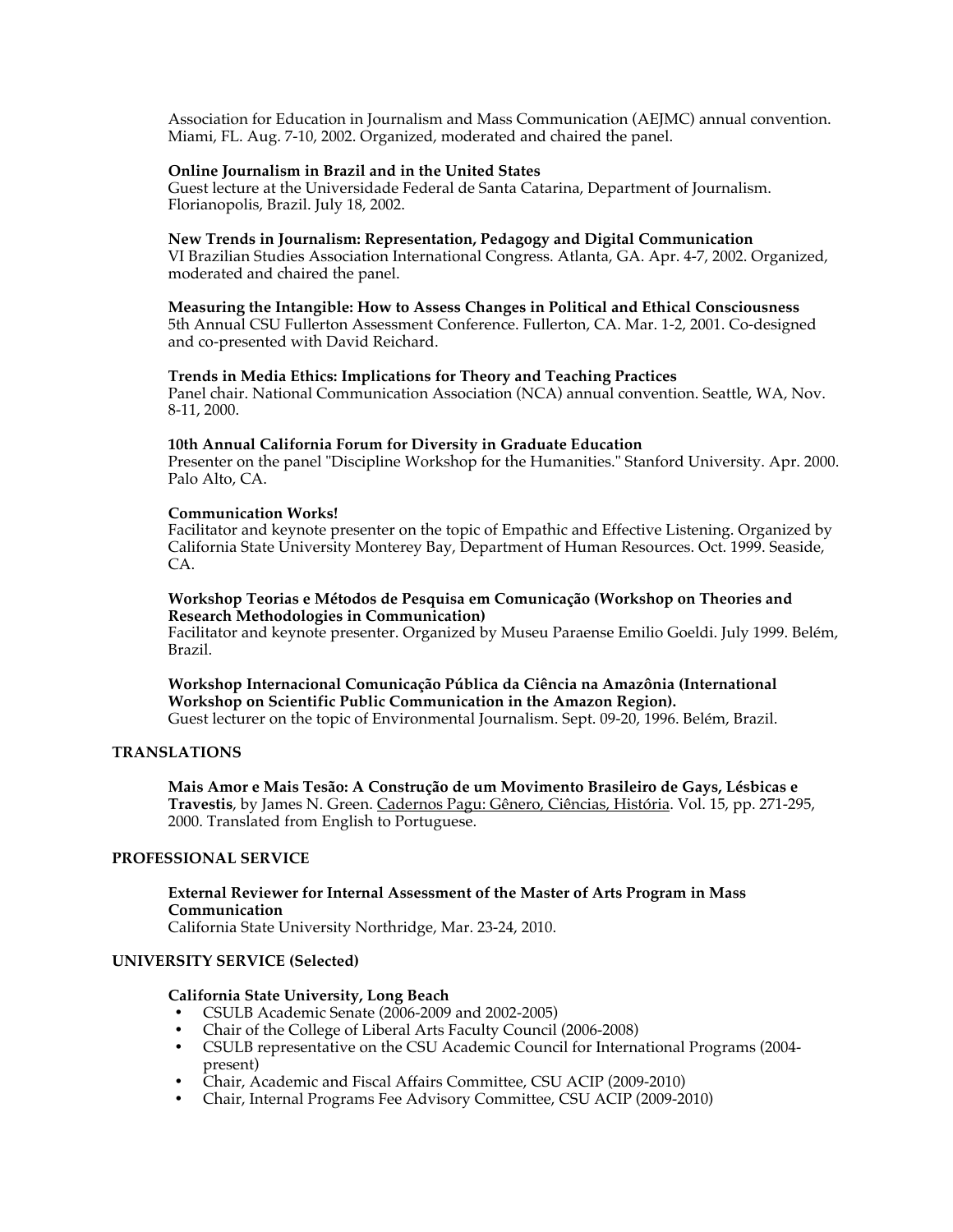Association for Education in Journalism and Mass Communication (AEJMC) annual convention. Miami, FL. Aug. 7-10, 2002. Organized, moderated and chaired the panel.

**Online Journalism in Brazil and in the United States**
Guest lecture at the Universidade Federal de Santa Catarina, Department of Journalism. Florianopolis, Brazil. July 18, 2002.

**New Trends in Journalism: Representation, Pedagogy and Digital Communication**
VI Brazilian Studies Association International Congress. Atlanta, GA. Apr. 4-7, 2002. Organized, moderated and chaired the panel.

**Measuring the Intangible: How to Assess Changes in Political and Ethical Consciousness**
5th Annual CSU Fullerton Assessment Conference. Fullerton, CA. Mar. 1-2, 2001. Co-designed and co-presented with David Reichard.

**Trends in Media Ethics: Implications for Theory and Teaching Practices**
Panel chair. National Communication Association (NCA) annual convention. Seattle, WA, Nov. 8-11, 2000.

**10th Annual California Forum for Diversity in Graduate Education**
Presenter on the panel "Discipline Workshop for the Humanities." Stanford University. Apr. 2000. Palo Alto, CA.

**Communication Works!**
Facilitator and keynote presenter on the topic of Empathic and Effective Listening. Organized by California State University Monterey Bay, Department of Human Resources. Oct. 1999. Seaside, CA.

**Workshop Teorias e Métodos de Pesquisa em Comunicação (Workshop on Theories and Research Methodologies in Communication)**
Facilitator and keynote presenter. Organized by Museu Paraense Emilio Goeldi. July 1999. Belém, Brazil.

**Workshop Internacional Comunicação Pública da Ciência na Amazônia (International Workshop on Scientific Public Communication in the Amazon Region).**
Guest lecturer on the topic of Environmental Journalism. Sept. 09-20, 1996. Belém, Brazil.

## TRANSLATIONS

**Mais Amor e Mais Tesão: A Construção de um Movimento Brasileiro de Gays, Lésbicas e Travestis**, by James N. Green. Cadernos Pagu: Gênero, Ciências, História. Vol. 15, pp. 271-295, 2000. Translated from English to Portuguese.

## PROFESSIONAL SERVICE

**External Reviewer for Internal Assessment of the Master of Arts Program in Mass Communication**
California State University Northridge, Mar. 23-24, 2010.

## UNIVERSITY SERVICE (Selected)

**California State University, Long Beach**

- CSULB Academic Senate (2006-2009 and 2002-2005)
- Chair of the College of Liberal Arts Faculty Council (2006-2008)
- CSULB representative on the CSU Academic Council for International Programs (2004-present)
- Chair, Academic and Fiscal Affairs Committee, CSU ACIP (2009-2010)
- Chair, Internal Programs Fee Advisory Committee, CSU ACIP (2009-2010)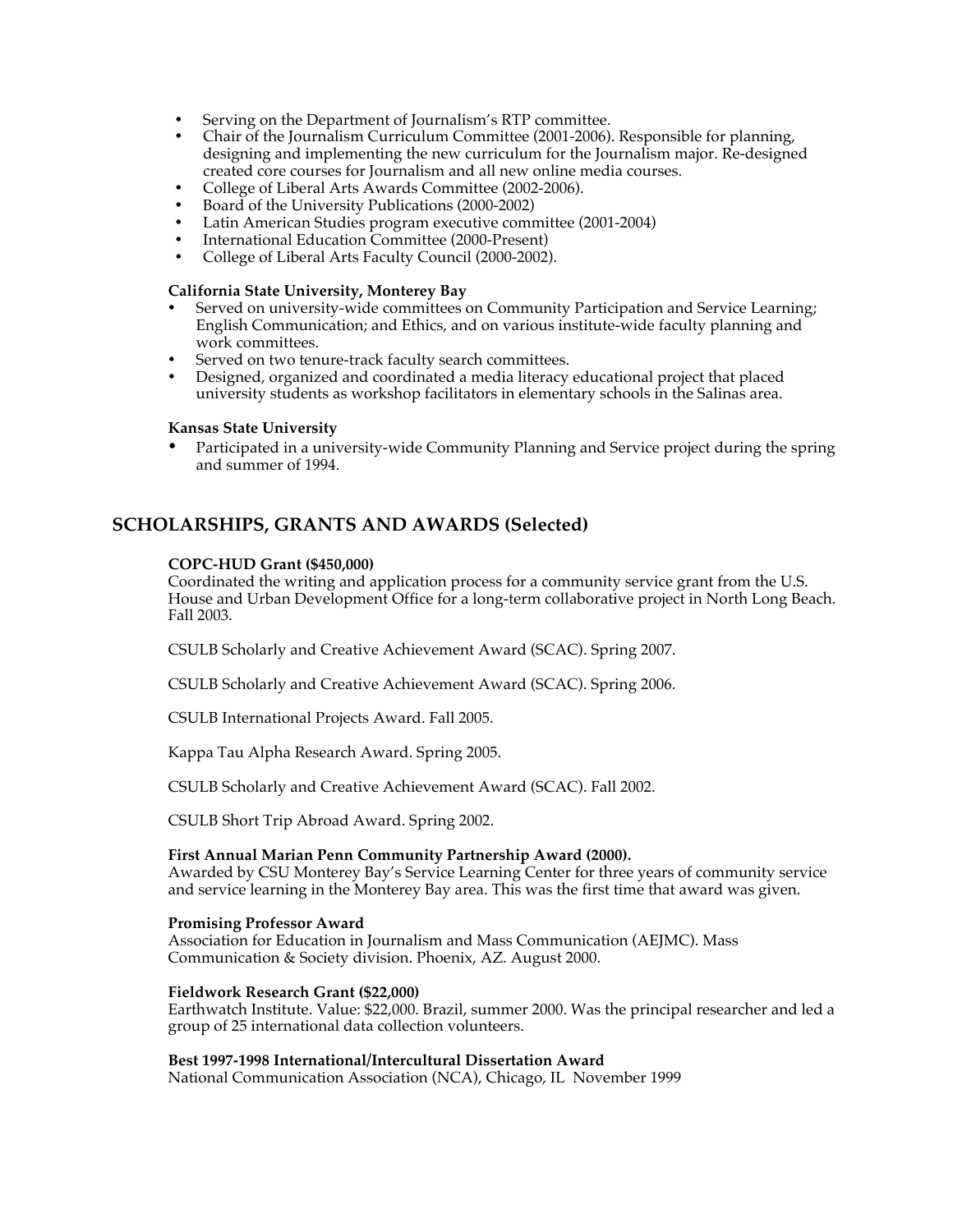- Serving on the Department of Journalism's RTP committee.
- Chair of the Journalism Curriculum Committee (2001-2006). Responsible for planning, designing and implementing the new curriculum for the Journalism major. Re-designed created core courses for Journalism and all new online media courses.
- College of Liberal Arts Awards Committee (2002-2006).
- Board of the University Publications (2000-2002)
- Latin American Studies program executive committee (2001-2004)
- International Education Committee (2000-Present)
- College of Liberal Arts Faculty Council (2000-2002).

**California State University, Monterey Bay**

- Served on university-wide committees on Community Participation and Service Learning; English Communication; and Ethics, and on various institute-wide faculty planning and work committees.
- Served on two tenure-track faculty search committees.
- Designed, organized and coordinated a media literacy educational project that placed university students as workshop facilitators in elementary schools in the Salinas area.

**Kansas State University**

- Participated in a university-wide Community Planning and Service project during the spring and summer of 1994.

## SCHOLARSHIPS, GRANTS AND AWARDS (Selected)

**COPC-HUD Grant ($450,000)**
Coordinated the writing and application process for a community service grant from the U.S. House and Urban Development Office for a long-term collaborative project in North Long Beach. Fall 2003.

CSULB Scholarly and Creative Achievement Award (SCAC). Spring 2007.

CSULB Scholarly and Creative Achievement Award (SCAC). Spring 2006.

CSULB International Projects Award. Fall 2005.

Kappa Tau Alpha Research Award. Spring 2005.

CSULB Scholarly and Creative Achievement Award (SCAC). Fall 2002.

CSULB Short Trip Abroad Award. Spring 2002.

**First Annual Marian Penn Community Partnership Award (2000).**
Awarded by CSU Monterey Bay's Service Learning Center for three years of community service and service learning in the Monterey Bay area. This was the first time that award was given.

**Promising Professor Award**
Association for Education in Journalism and Mass Communication (AEJMC). Mass Communication & Society division. Phoenix, AZ. August 2000.

**Fieldwork Research Grant ($22,000)**
Earthwatch Institute. Value: $22,000. Brazil, summer 2000. Was the principal researcher and led a group of 25 international data collection volunteers.

**Best 1997-1998 International/Intercultural Dissertation Award**
National Communication Association (NCA), Chicago, IL November 1999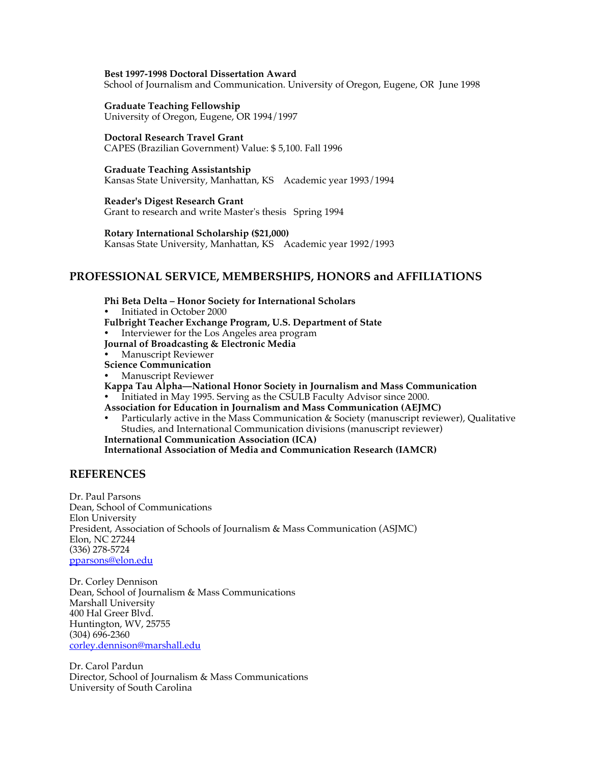**Best 1997-1998 Doctoral Dissertation Award**
School of Journalism and Communication. University of Oregon, Eugene, OR June 1998

**Graduate Teaching Fellowship**
University of Oregon, Eugene, OR 1994/1997

**Doctoral Research Travel Grant**
CAPES (Brazilian Government) Value: $ 5,100. Fall 1996

**Graduate Teaching Assistantship**
Kansas State University, Manhattan, KS Academic year 1993/1994

**Reader's Digest Research Grant**
Grant to research and write Master's thesis Spring 1994

**Rotary International Scholarship ($21,000)**
Kansas State University, Manhattan, KS Academic year 1992/1993

## PROFESSIONAL SERVICE, MEMBERSHIPS, HONORS and AFFILIATIONS

**Phi Beta Delta – Honor Society for International Scholars**
- Initiated in October 2000

**Fulbright Teacher Exchange Program, U.S. Department of State**
- Interviewer for the Los Angeles area program

**Journal of Broadcasting & Electronic Media**
- Manuscript Reviewer

**Science Communication**
- Manuscript Reviewer

**Kappa Tau Alpha—National Honor Society in Journalism and Mass Communication**
- Initiated in May 1995. Serving as the CSULB Faculty Advisor since 2000.

**Association for Education in Journalism and Mass Communication (AEJMC)**
- Particularly active in the Mass Communication & Society (manuscript reviewer), Qualitative Studies, and International Communication divisions (manuscript reviewer)

**International Communication Association (ICA)**
**International Association of Media and Communication Research (IAMCR)**

## REFERENCES

Dr. Paul Parsons
Dean, School of Communications
Elon University
President, Association of Schools of Journalism & Mass Communication (ASJMC)
Elon, NC 27244
(336) 278-5724
pparsons@elon.edu

Dr. Corley Dennison
Dean, School of Journalism & Mass Communications
Marshall University
400 Hal Greer Blvd.
Huntington, WV, 25755
(304) 696-2360
corley.dennison@marshall.edu

Dr. Carol Pardun
Director, School of Journalism & Mass Communications
University of South Carolina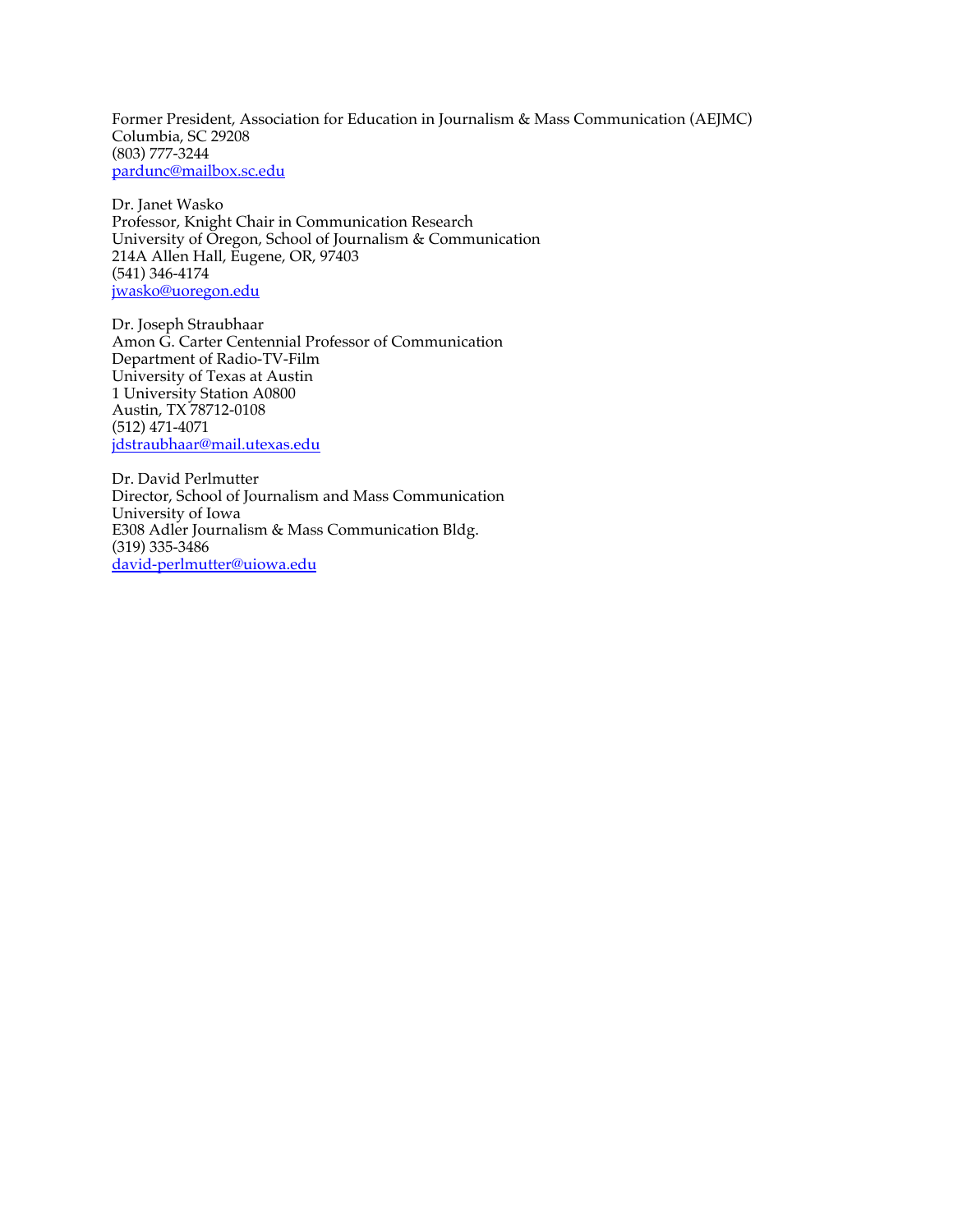Former President, Association for Education in Journalism & Mass Communication (AEJMC)
Columbia, SC 29208
(803) 777-3244
pardunc@mailbox.sc.edu

Dr. Janet Wasko
Professor, Knight Chair in Communication Research
University of Oregon, School of Journalism & Communication
214A Allen Hall, Eugene, OR, 97403
(541) 346-4174
jwasko@uoregon.edu

Dr. Joseph Straubhaar
Amon G. Carter Centennial Professor of Communication
Department of Radio-TV-Film
University of Texas at Austin
1 University Station A0800
Austin, TX 78712-0108
(512) 471-4071
jdstraubhaar@mail.utexas.edu

Dr. David Perlmutter
Director, School of Journalism and Mass Communication
University of Iowa
E308 Adler Journalism & Mass Communication Bldg.
(319) 335-3486
david-perlmutter@uiowa.edu